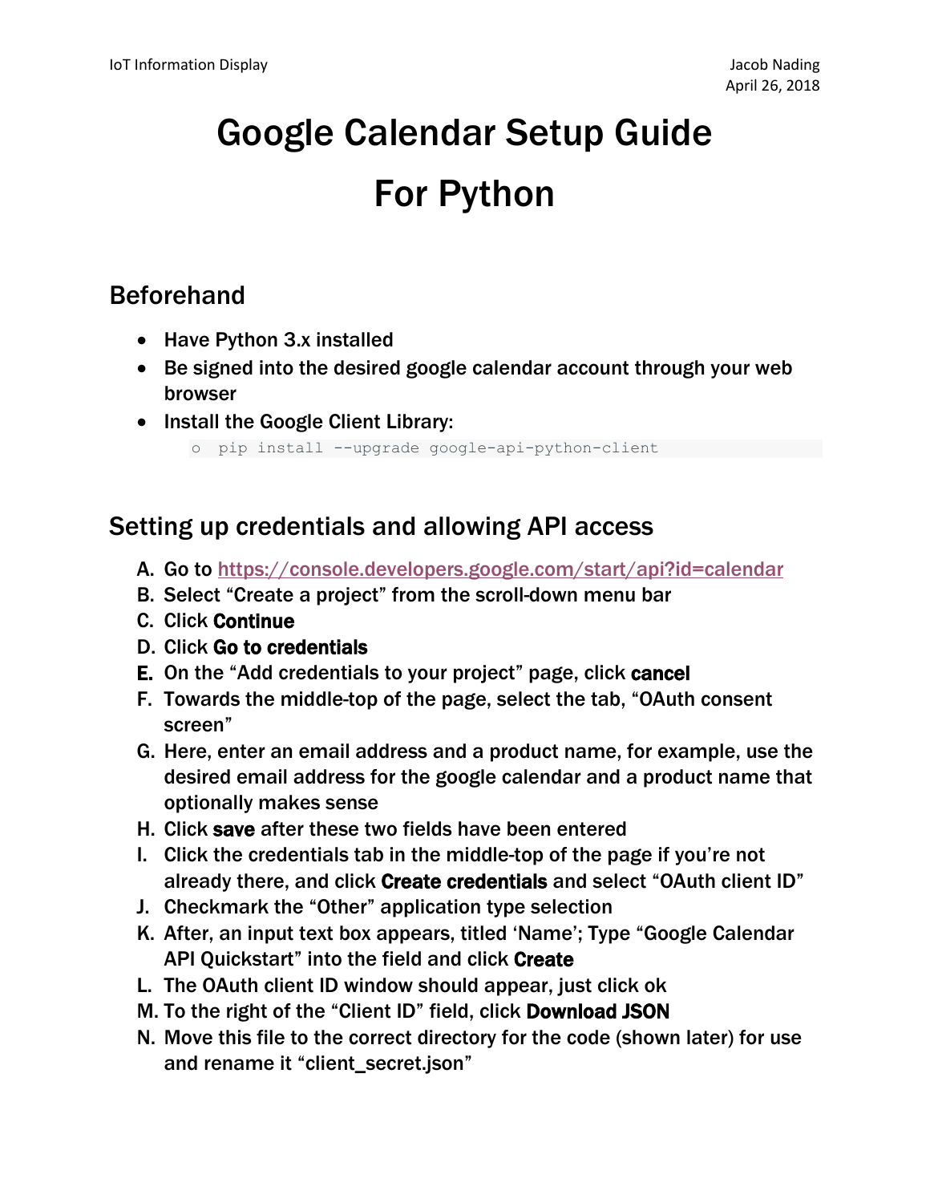# Google Calendar Setup Guide For Python

## Beforehand

- Have Python 3.x installed
- Be signed into the desired google calendar account through your web browser
- Install the Google Client Library:
  - `pip install --upgrade google-api-python-client`

## Setting up credentials and allowing API access

A. Go to https://console.developers.google.com/start/api?id=calendar
B. Select "Create a project" from the scroll-down menu bar
C. Click **Continue**
D. Click **Go to credentials**
E. On the "Add credentials to your project" page, click **cancel**
F. Towards the middle-top of the page, select the tab, "OAuth consent screen"
G. Here, enter an email address and a product name, for example, use the desired email address for the google calendar and a product name that optionally makes sense
H. Click **save** after these two fields have been entered
I. Click the credentials tab in the middle-top of the page if you're not already there, and click **Create credentials** and select "OAuth client ID"
J. Checkmark the "Other" application type selection
K. After, an input text box appears, titled 'Name'; Type "Google Calendar API Quickstart" into the field and click **Create**
L. The OAuth client ID window should appear, just click ok
M. To the right of the "Client ID" field, click **Download JSON**
N. Move this file to the correct directory for the code (shown later) for use and rename it "client_secret.json"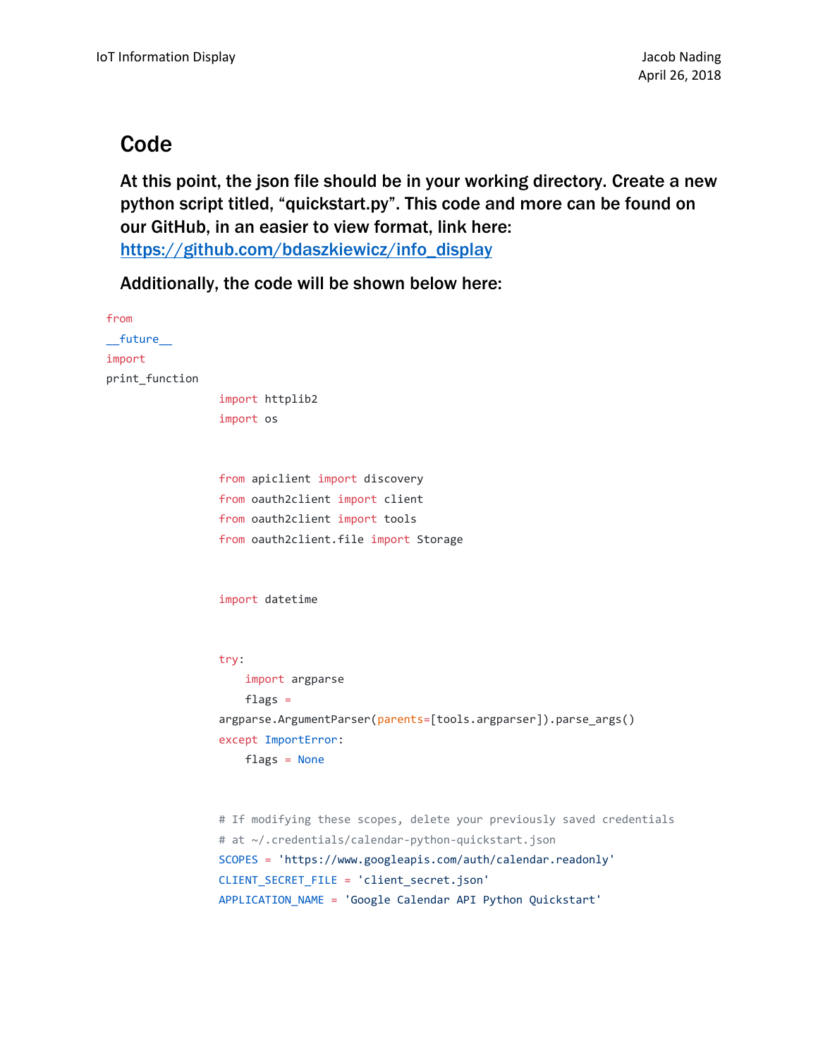## Code

**At this point, the json file should be in your working directory. Create a new python script titled, "quickstart.py". This code and more can be found on our GitHub, in an easier to view format, link here: [https://github.com/bdaszkiewicz/info_display](https://github.com/bdaszkiewicz/info_display)**

**Additionally, the code will be shown below here:**

```
from
__future__
import
print_function
import httplib2
import os

from apiclient import discovery
from oauth2client import client
from oauth2client import tools
from oauth2client.file import Storage

import datetime

try:
    import argparse
    flags =
argparse.ArgumentParser(parents=[tools.argparser]).parse_args()
except ImportError:
    flags = None

# If modifying these scopes, delete your previously saved credentials
# at ~/.credentials/calendar-python-quickstart.json
SCOPES = 'https://www.googleapis.com/auth/calendar.readonly'
CLIENT_SECRET_FILE = 'client_secret.json'
APPLICATION_NAME = 'Google Calendar API Python Quickstart'
```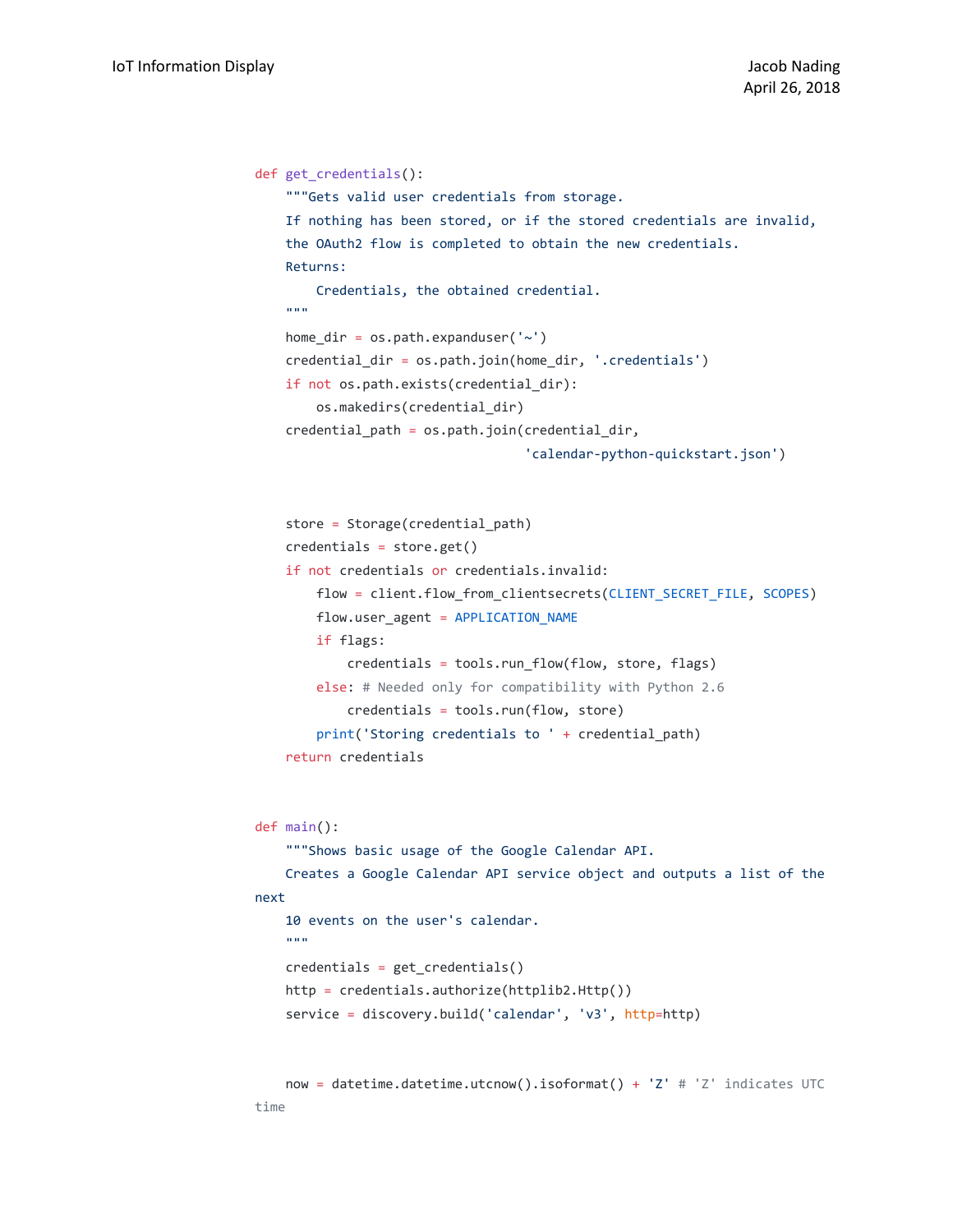```python
def get_credentials():
    """Gets valid user credentials from storage.
    If nothing has been stored, or if the stored credentials are invalid,
    the OAuth2 flow is completed to obtain the new credentials.
    Returns:
        Credentials, the obtained credential.
    """
    home_dir = os.path.expanduser('~')
    credential_dir = os.path.join(home_dir, '.credentials')
    if not os.path.exists(credential_dir):
        os.makedirs(credential_dir)
    credential_path = os.path.join(credential_dir,
                                   'calendar-python-quickstart.json')


    store = Storage(credential_path)
    credentials = store.get()
    if not credentials or credentials.invalid:
        flow = client.flow_from_clientsecrets(CLIENT_SECRET_FILE, SCOPES)
        flow.user_agent = APPLICATION_NAME
        if flags:
            credentials = tools.run_flow(flow, store, flags)
        else: # Needed only for compatibility with Python 2.6
            credentials = tools.run(flow, store)
        print('Storing credentials to ' + credential_path)
    return credentials


def main():
    """Shows basic usage of the Google Calendar API.
    Creates a Google Calendar API service object and outputs a list of the
next
    10 events on the user's calendar.
    """
    credentials = get_credentials()
    http = credentials.authorize(httplib2.Http())
    service = discovery.build('calendar', 'v3', http=http)


    now = datetime.datetime.utcnow().isoformat() + 'Z' # 'Z' indicates UTC
time
```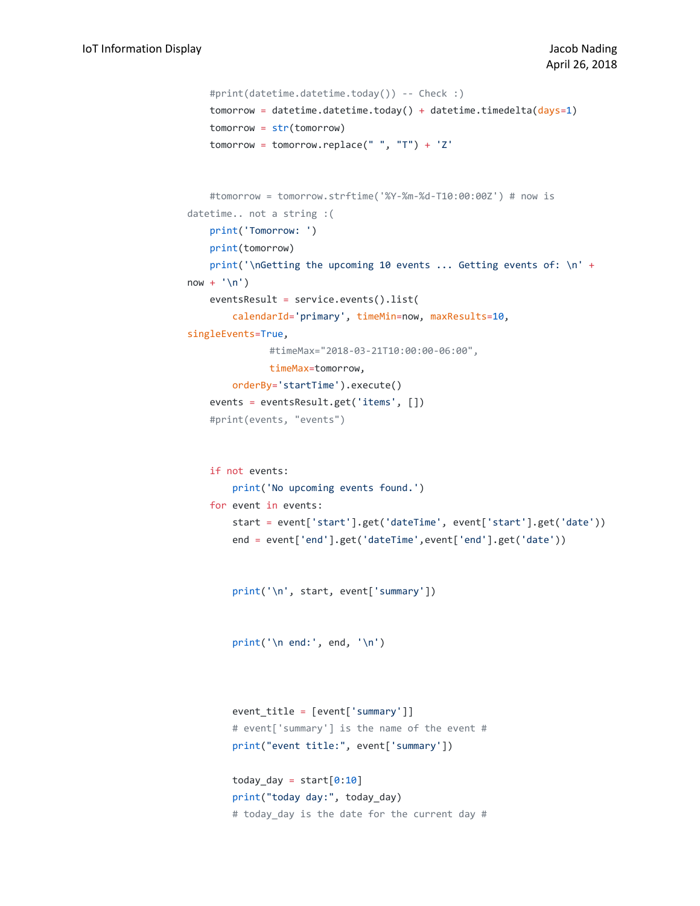```python
    #print(datetime.datetime.today()) -- Check :)
    tomorrow = datetime.datetime.today() + datetime.timedelta(days=1)
    tomorrow = str(tomorrow)
    tomorrow = tomorrow.replace(" ", "T") + 'Z'


    #tomorrow = tomorrow.strftime('%Y-%m-%d-T10:00:00Z') # now is
datetime.. not a string :(
    print('Tomorrow: ')
    print(tomorrow)
    print('\nGetting the upcoming 10 events ... Getting events of: \n' +
now + '\n')
    eventsResult = service.events().list(
        calendarId='primary', timeMin=now, maxResults=10,
singleEvents=True,
            #timeMax="2018-03-21T10:00:00-06:00",
            timeMax=tomorrow,
        orderBy='startTime').execute()
    events = eventsResult.get('items', [])
    #print(events, "events")


    if not events:
        print('No upcoming events found.')
    for event in events:
        start = event['start'].get('dateTime', event['start'].get('date'))
        end = event['end'].get('dateTime',event['end'].get('date'))


        print('\n', start, event['summary'])


        print('\n end:', end, '\n')




        event_title = [event['summary']]
        # event['summary'] is the name of the event #
        print("event title:", event['summary'])

        today_day = start[0:10]
        print("today day:", today_day)
        # today_day is the date for the current day #
```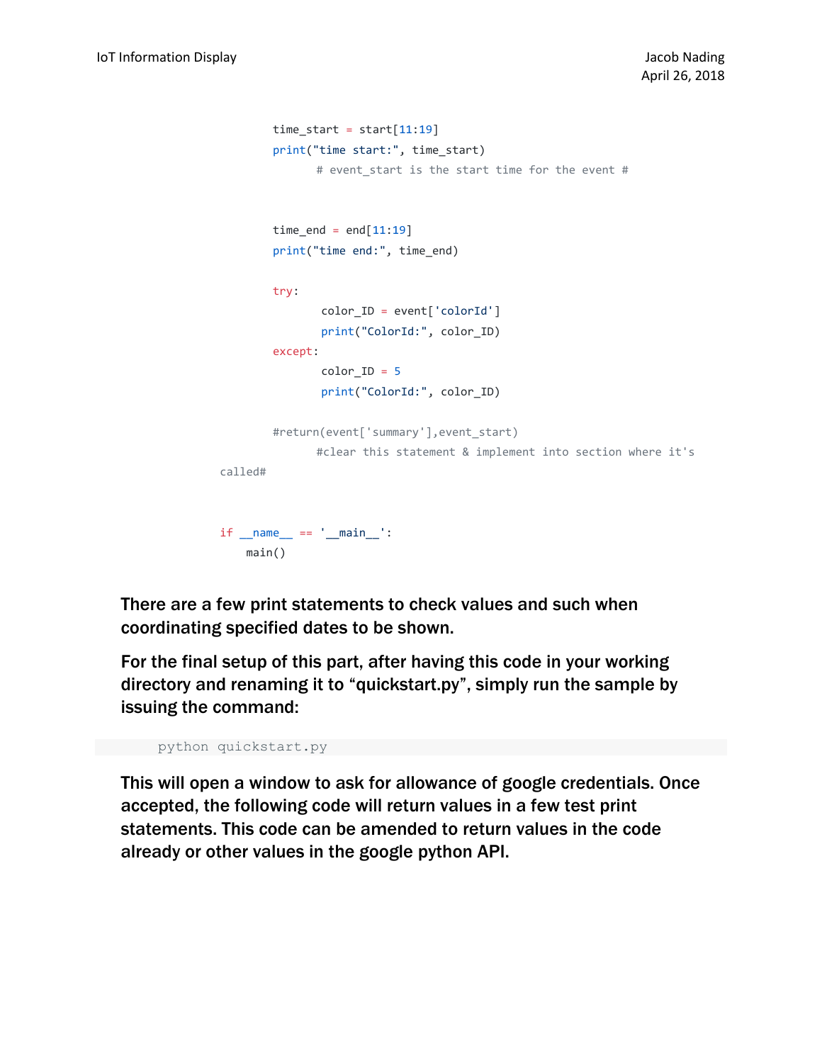```
        time_start = start[11:19]
        print("time start:", time_start)
              # event_start is the start time for the event #


        time_end = end[11:19]
        print("time end:", time_end)

        try:
               color_ID = event['colorId']
               print("ColorId:", color_ID)
        except:
               color_ID = 5
               print("ColorId:", color_ID)

        #return(event['summary'],event_start)
              #clear this statement & implement into section where it's
called#


if __name__ == '__main__':
    main()
```

**There are a few print statements to check values and such when coordinating specified dates to be shown.**

**For the final setup of this part, after having this code in your working directory and renaming it to “quickstart.py”, simply run the sample by issuing the command:**

```
python quickstart.py
```

**This will open a window to ask for allowance of google credentials. Once accepted, the following code will return values in a few test print statements. This code can be amended to return values in the code already or other values in the google python API.**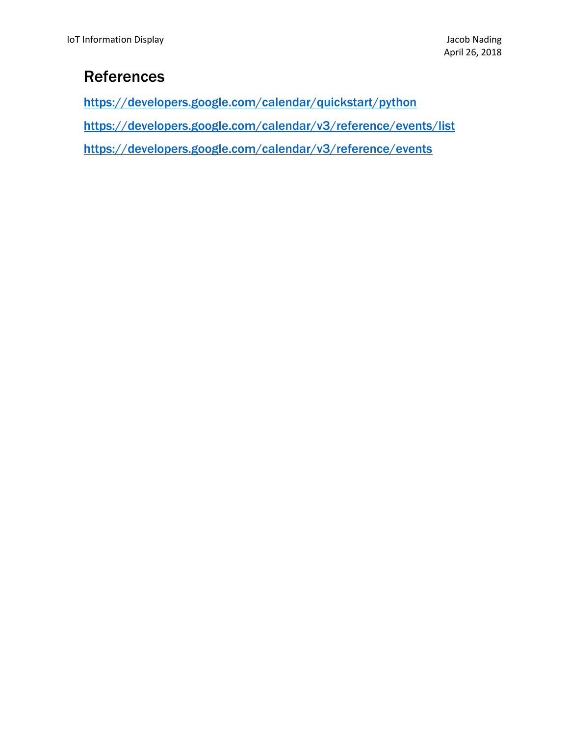# References

https://developers.google.com/calendar/quickstart/python

https://developers.google.com/calendar/v3/reference/events/list

https://developers.google.com/calendar/v3/reference/events